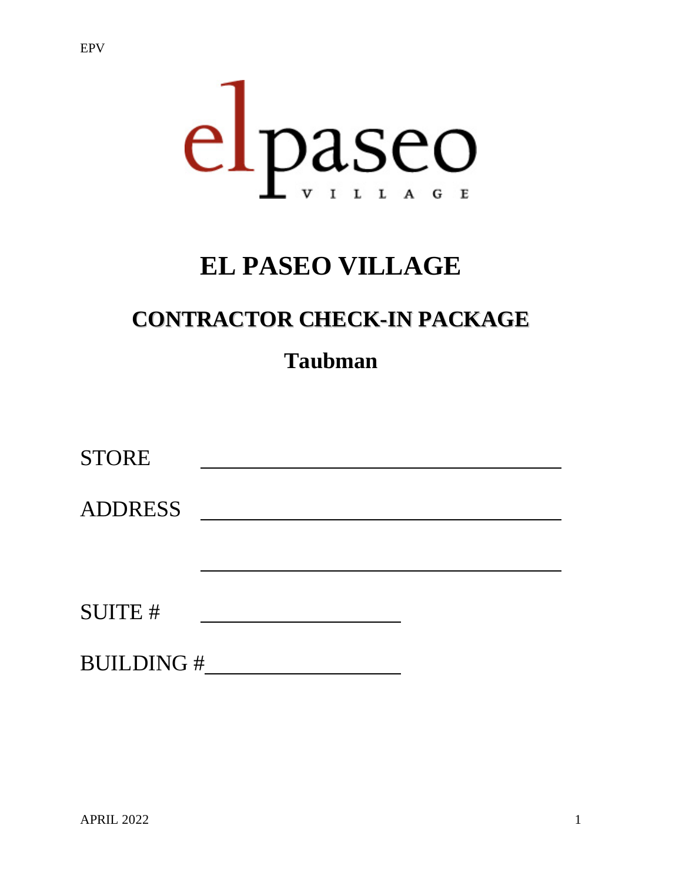# EL PASEO VILLAGE

## CONTRACTOR CHECK-IN PACKAGE

### Taubman

STORE ______________________________

ADDRESS ______________________________

______________________________

SUITE # ________________

BUILDING # ________________

APRIL 2022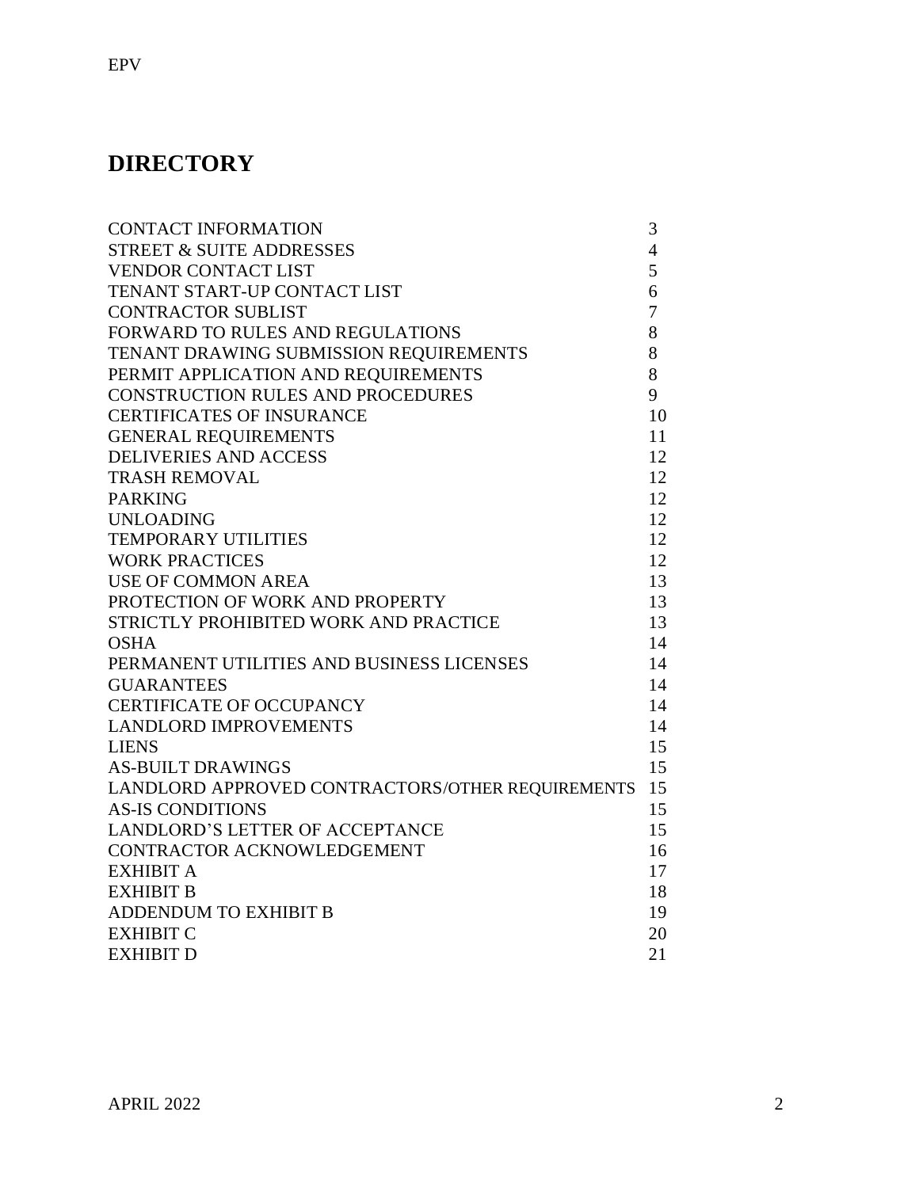# DIRECTORY

| | |
|---|---|
| CONTACT INFORMATION | 3 |
| STREET & SUITE ADDRESSES | 4 |
| VENDOR CONTACT LIST | 5 |
| TENANT START-UP CONTACT LIST | 6 |
| CONTRACTOR SUBLIST | 7 |
| FORWARD TO RULES AND REGULATIONS | 8 |
| TENANT DRAWING SUBMISSION REQUIREMENTS | 8 |
| PERMIT APPLICATION AND REQUIREMENTS | 8 |
| CONSTRUCTION RULES AND PROCEDURES | 9 |
| CERTIFICATES OF INSURANCE | 10 |
| GENERAL REQUIREMENTS | 11 |
| DELIVERIES AND ACCESS | 12 |
| TRASH REMOVAL | 12 |
| PARKING | 12 |
| UNLOADING | 12 |
| TEMPORARY UTILITIES | 12 |
| WORK PRACTICES | 12 |
| USE OF COMMON AREA | 13 |
| PROTECTION OF WORK AND PROPERTY | 13 |
| STRICTLY PROHIBITED WORK AND PRACTICE | 13 |
| OSHA | 14 |
| PERMANENT UTILITIES AND BUSINESS LICENSES | 14 |
| GUARANTEES | 14 |
| CERTIFICATE OF OCCUPANCY | 14 |
| LANDLORD IMPROVEMENTS | 14 |
| LIENS | 15 |
| AS-BUILT DRAWINGS | 15 |
| LANDLORD APPROVED CONTRACTORS/OTHER REQUIREMENTS | 15 |
| AS-IS CONDITIONS | 15 |
| LANDLORD'S LETTER OF ACCEPTANCE | 15 |
| CONTRACTOR ACKNOWLEDGEMENT | 16 |
| EXHIBIT A | 17 |
| EXHIBIT B | 18 |
| ADDENDUM TO EXHIBIT B | 19 |
| EXHIBIT C | 20 |
| EXHIBIT D | 21 |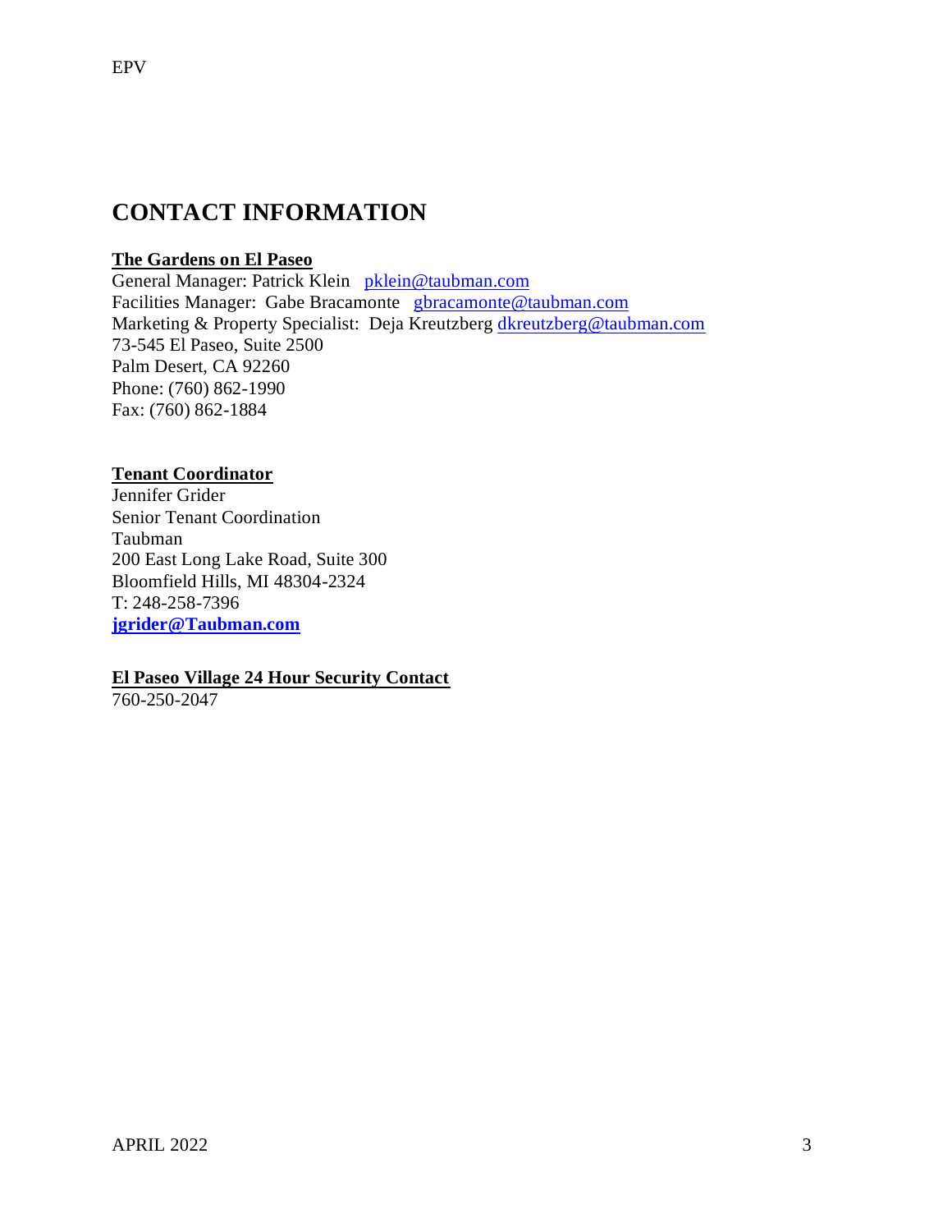## CONTACT INFORMATION

**The Gardens on El Paseo**

General Manager: Patrick Klein pklein@taubman.com
Facilities Manager: Gabe Bracamonte gbracamonte@taubman.com
Marketing & Property Specialist: Deja Kreutzberg dkreutzberg@taubman.com
73-545 El Paseo, Suite 2500
Palm Desert, CA 92260
Phone: (760) 862-1990
Fax: (760) 862-1884

**Tenant Coordinator**

Jennifer Grider
Senior Tenant Coordination
Taubman
200 East Long Lake Road, Suite 300
Bloomfield Hills, MI 48304-2324
T: 248-258-7396
**jgrider@Taubman.com**

**El Paseo Village 24 Hour Security Contact**

760-250-2047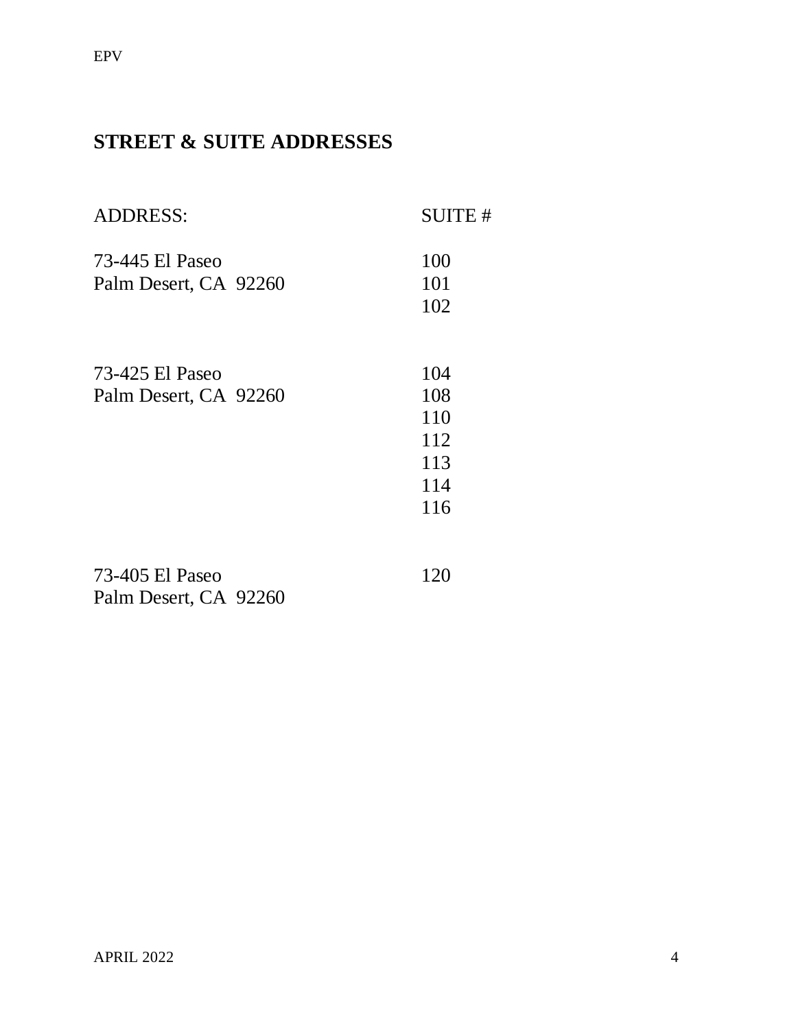## STREET & SUITE ADDRESSES

| ADDRESS: | SUITE # |
|---|---|
| 73-445 El Paseo<br>Palm Desert, CA 92260 | 100<br>101<br>102 |
| 73-425 El Paseo<br>Palm Desert, CA 92260 | 104<br>108<br>110<br>112<br>113<br>114<br>116 |
| 73-405 El Paseo<br>Palm Desert, CA 92260 | 120 |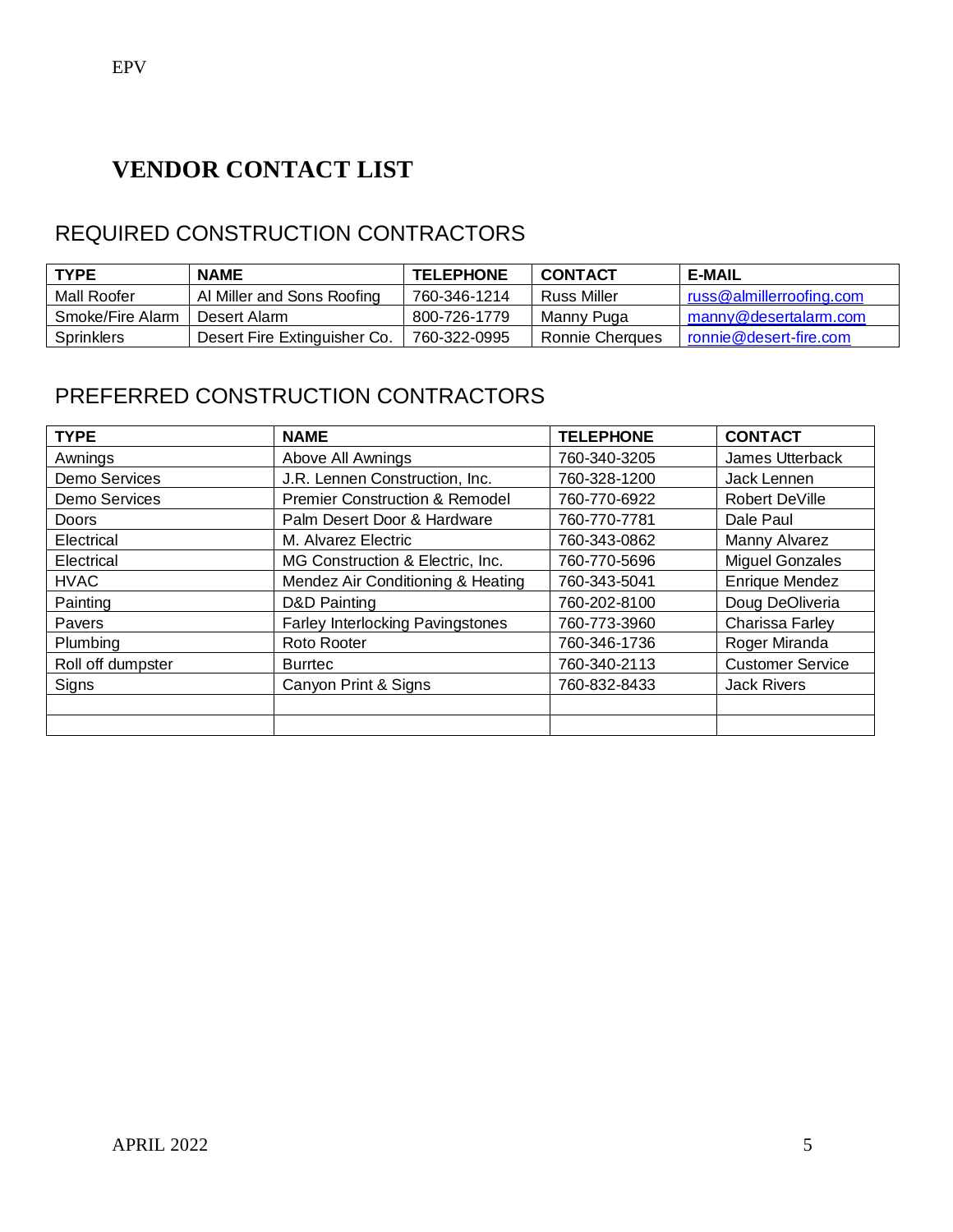# VENDOR CONTACT LIST

## REQUIRED CONSTRUCTION CONTRACTORS

| TYPE | NAME | TELEPHONE | CONTACT | E-MAIL |
|---|---|---|---|---|
| Mall Roofer | Al Miller and Sons Roofing | 760-346-1214 | Russ Miller | russ@almillerroofing.com |
| Smoke/Fire Alarm | Desert Alarm | 800-726-1779 | Manny Puga | manny@desertalarm.com |
| Sprinklers | Desert Fire Extinguisher Co. | 760-322-0995 | Ronnie Cherques | ronnie@desert-fire.com |

## PREFERRED CONSTRUCTION CONTRACTORS

| TYPE | NAME | TELEPHONE | CONTACT |
|---|---|---|---|
| Awnings | Above All Awnings | 760-340-3205 | James Utterback |
| Demo Services | J.R. Lennen Construction, Inc. | 760-328-1200 | Jack Lennen |
| Demo Services | Premier Construction & Remodel | 760-770-6922 | Robert DeVille |
| Doors | Palm Desert Door & Hardware | 760-770-7781 | Dale Paul |
| Electrical | M. Alvarez Electric | 760-343-0862 | Manny Alvarez |
| Electrical | MG Construction & Electric, Inc. | 760-770-5696 | Miguel Gonzales |
| HVAC | Mendez Air Conditioning & Heating | 760-343-5041 | Enrique Mendez |
| Painting | D&D Painting | 760-202-8100 | Doug DeOliveria |
| Pavers | Farley Interlocking Pavingstones | 760-773-3960 | Charissa Farley |
| Plumbing | Roto Rooter | 760-346-1736 | Roger Miranda |
| Roll off dumpster | Burrtec | 760-340-2113 | Customer Service |
| Signs | Canyon Print & Signs | 760-832-8433 | Jack Rivers |
| | | | |
| | | | |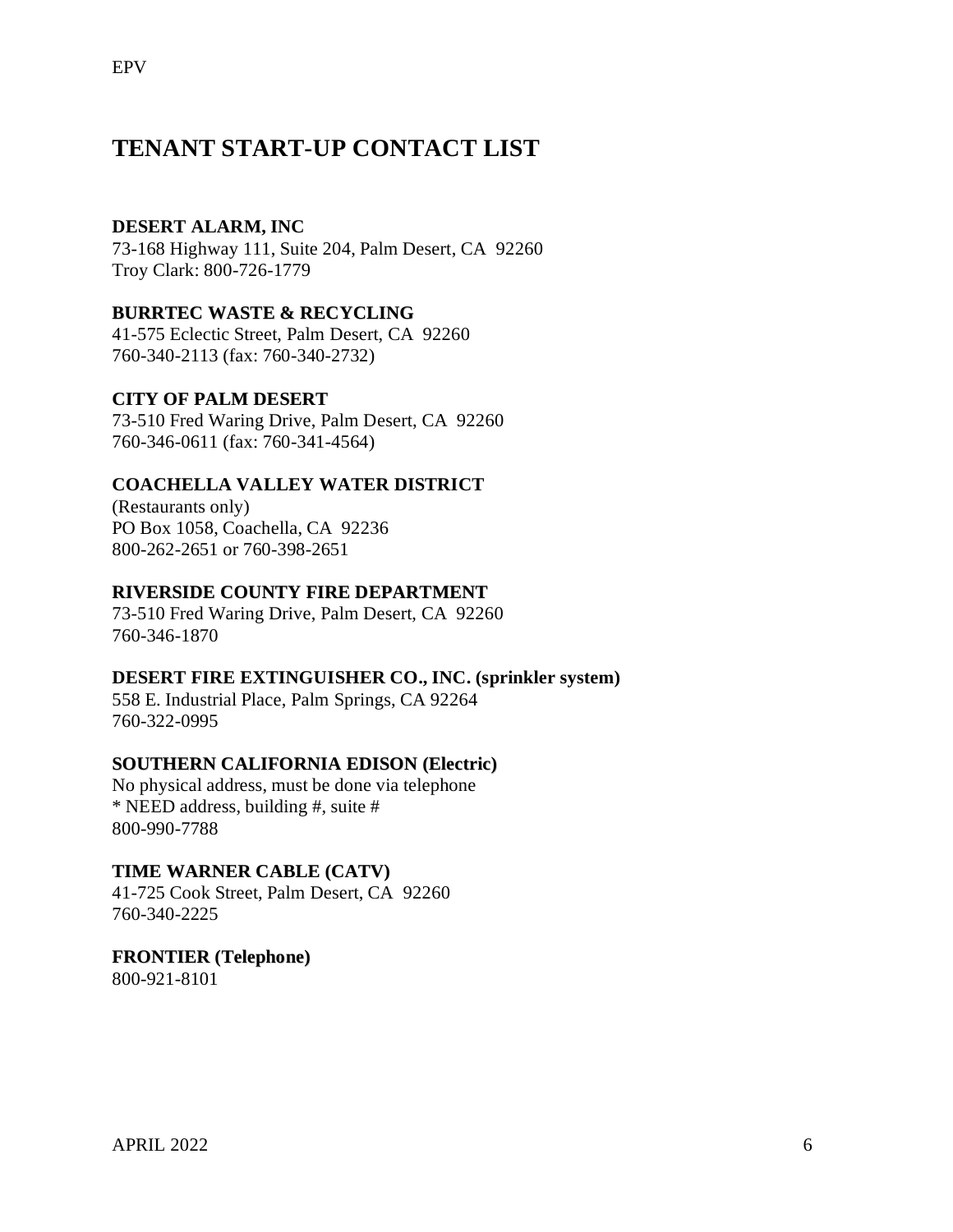# TENANT START-UP CONTACT LIST

**DESERT ALARM, INC**
73-168 Highway 111, Suite 204, Palm Desert, CA 92260
Troy Clark: 800-726-1779

**BURRTEC WASTE & RECYCLING**
41-575 Eclectic Street, Palm Desert, CA 92260
760-340-2113 (fax: 760-340-2732)

**CITY OF PALM DESERT**
73-510 Fred Waring Drive, Palm Desert, CA 92260
760-346-0611 (fax: 760-341-4564)

**COACHELLA VALLEY WATER DISTRICT**
(Restaurants only)
PO Box 1058, Coachella, CA 92236
800-262-2651 or 760-398-2651

**RIVERSIDE COUNTY FIRE DEPARTMENT**
73-510 Fred Waring Drive, Palm Desert, CA 92260
760-346-1870

**DESERT FIRE EXTINGUISHER CO., INC. (sprinkler system)**
558 E. Industrial Place, Palm Springs, CA 92264
760-322-0995

**SOUTHERN CALIFORNIA EDISON (Electric)**
No physical address, must be done via telephone
* NEED address, building #, suite #
800-990-7788

**TIME WARNER CABLE (CATV)**
41-725 Cook Street, Palm Desert, CA 92260
760-340-2225

**FRONTIER (Telephone)**
800-921-8101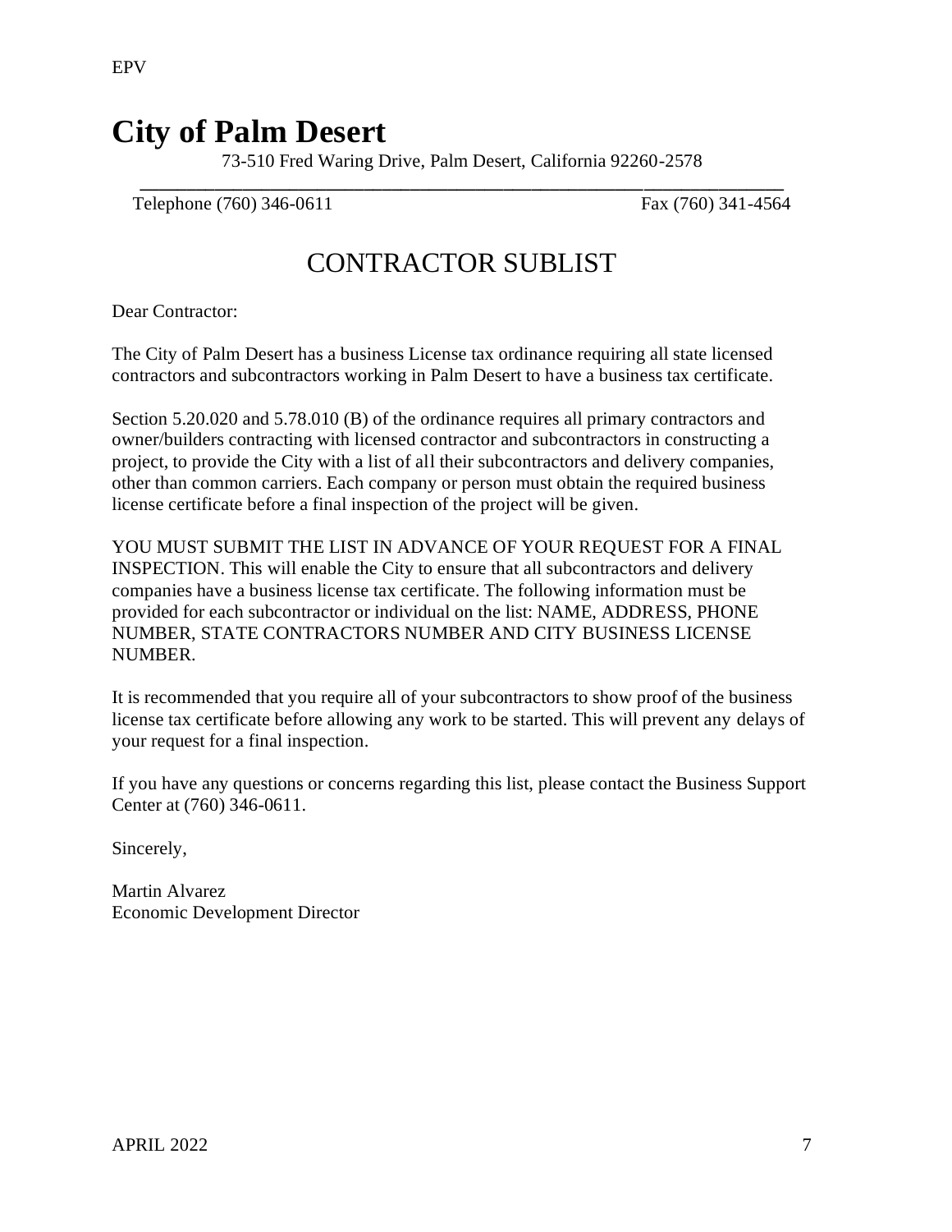# City of Palm Desert

73-510 Fred Waring Drive, Palm Desert, California 92260-2578

Telephone (760) 346-0611 Fax (760) 341-4564

## CONTRACTOR SUBLIST

Dear Contractor:

The City of Palm Desert has a business License tax ordinance requiring all state licensed contractors and subcontractors working in Palm Desert to have a business tax certificate.

Section 5.20.020 and 5.78.010 (B) of the ordinance requires all primary contractors and owner/builders contracting with licensed contractor and subcontractors in constructing a project, to provide the City with a list of all their subcontractors and delivery companies, other than common carriers. Each company or person must obtain the required business license certificate before a final inspection of the project will be given.

YOU MUST SUBMIT THE LIST IN ADVANCE OF YOUR REQUEST FOR A FINAL INSPECTION. This will enable the City to ensure that all subcontractors and delivery companies have a business license tax certificate. The following information must be provided for each subcontractor or individual on the list: NAME, ADDRESS, PHONE NUMBER, STATE CONTRACTORS NUMBER AND CITY BUSINESS LICENSE NUMBER.

It is recommended that you require all of your subcontractors to show proof of the business license tax certificate before allowing any work to be started. This will prevent any delays of your request for a final inspection.

If you have any questions or concerns regarding this list, please contact the Business Support Center at (760) 346-0611.

Sincerely,

Martin Alvarez
Economic Development Director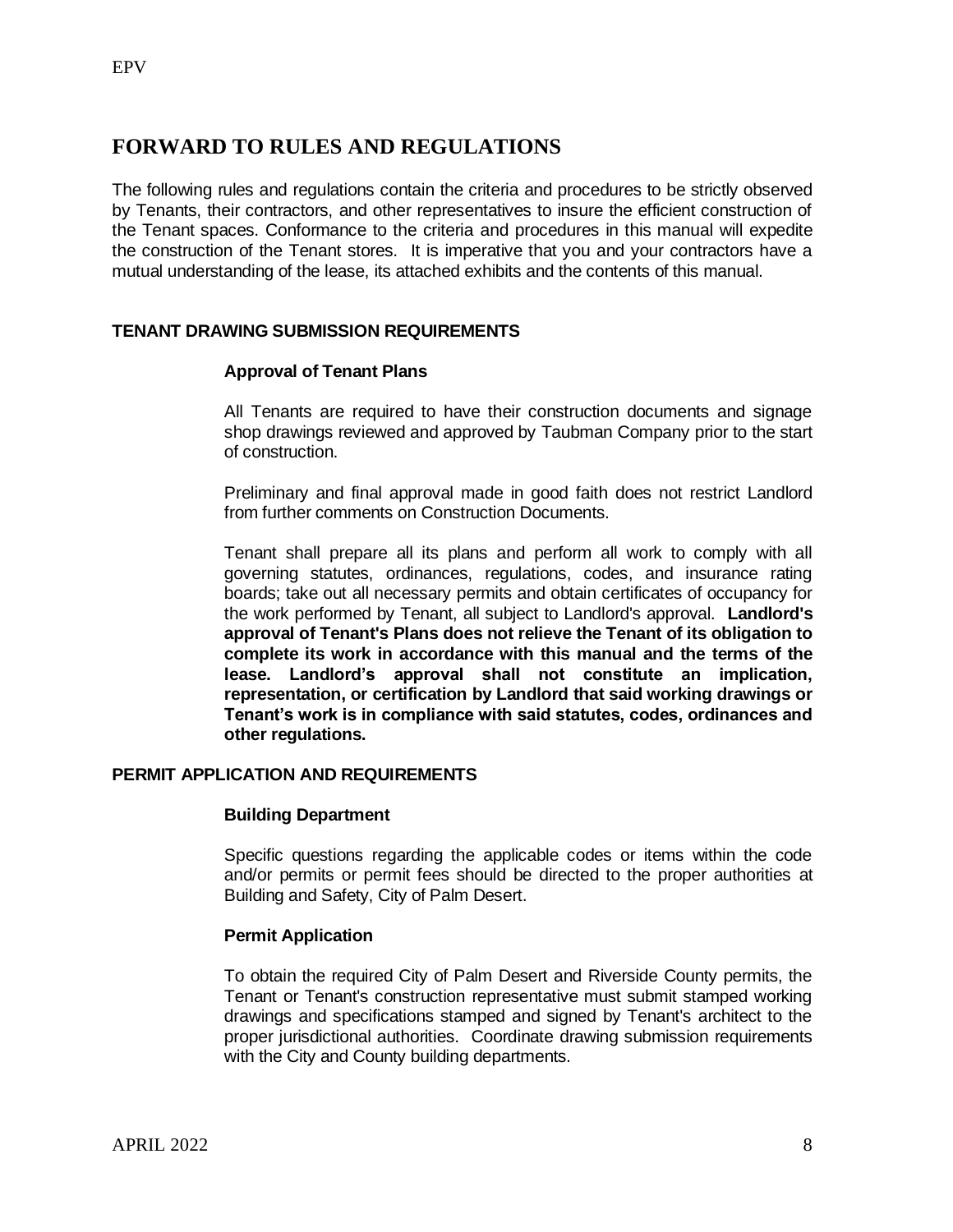## FORWARD TO RULES AND REGULATIONS

The following rules and regulations contain the criteria and procedures to be strictly observed by Tenants, their contractors, and other representatives to insure the efficient construction of the Tenant spaces. Conformance to the criteria and procedures in this manual will expedite the construction of the Tenant stores. It is imperative that you and your contractors have a mutual understanding of the lease, its attached exhibits and the contents of this manual.

### TENANT DRAWING SUBMISSION REQUIREMENTS

#### Approval of Tenant Plans

All Tenants are required to have their construction documents and signage shop drawings reviewed and approved by Taubman Company prior to the start of construction.

Preliminary and final approval made in good faith does not restrict Landlord from further comments on Construction Documents.

Tenant shall prepare all its plans and perform all work to comply with all governing statutes, ordinances, regulations, codes, and insurance rating boards; take out all necessary permits and obtain certificates of occupancy for the work performed by Tenant, all subject to Landlord's approval. **Landlord's approval of Tenant's Plans does not relieve the Tenant of its obligation to complete its work in accordance with this manual and the terms of the lease. Landlord's approval shall not constitute an implication, representation, or certification by Landlord that said working drawings or Tenant's work is in compliance with said statutes, codes, ordinances and other regulations.**

### PERMIT APPLICATION AND REQUIREMENTS

#### Building Department

Specific questions regarding the applicable codes or items within the code and/or permits or permit fees should be directed to the proper authorities at Building and Safety, City of Palm Desert.

#### Permit Application

To obtain the required City of Palm Desert and Riverside County permits, the Tenant or Tenant's construction representative must submit stamped working drawings and specifications stamped and signed by Tenant's architect to the proper jurisdictional authorities. Coordinate drawing submission requirements with the City and County building departments.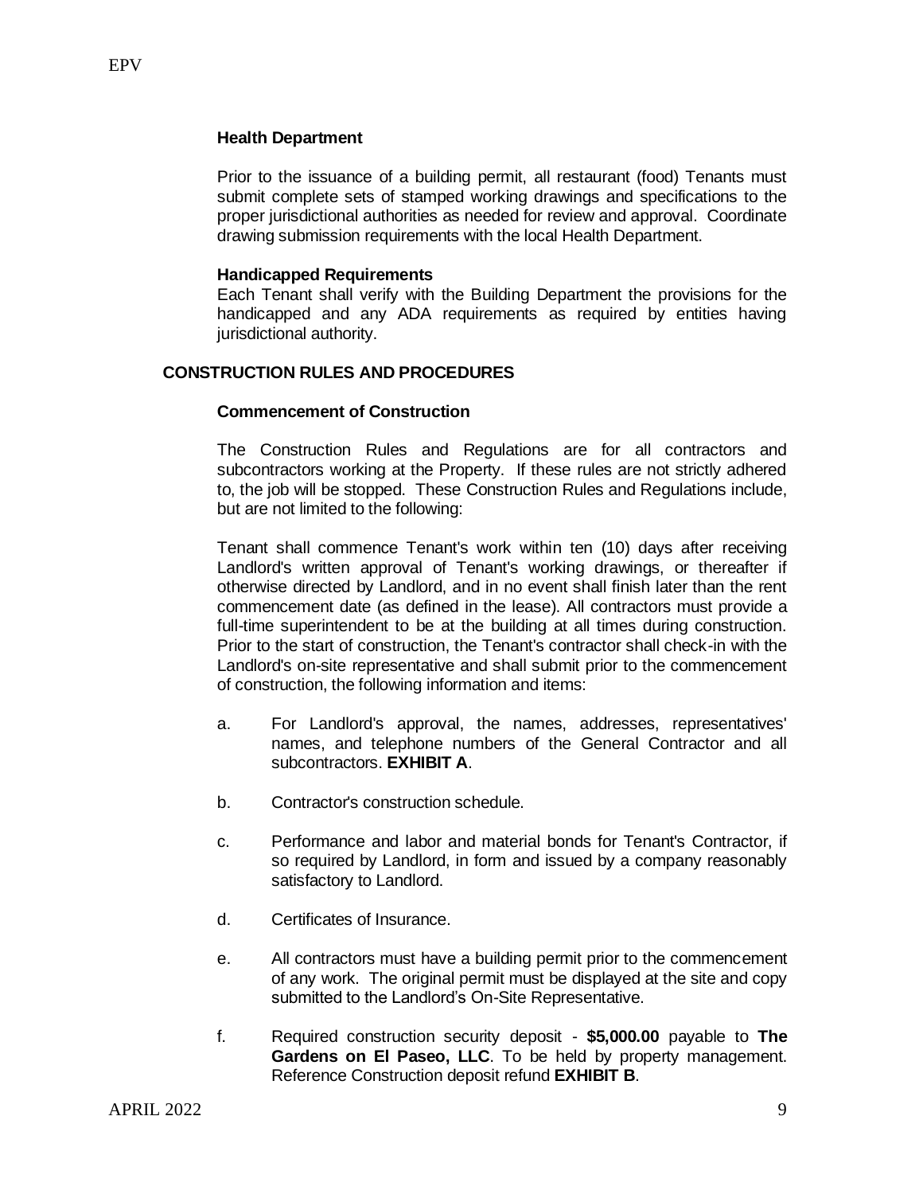### Health Department

Prior to the issuance of a building permit, all restaurant (food) Tenants must submit complete sets of stamped working drawings and specifications to the proper jurisdictional authorities as needed for review and approval. Coordinate drawing submission requirements with the local Health Department.

### Handicapped Requirements

Each Tenant shall verify with the Building Department the provisions for the handicapped and any ADA requirements as required by entities having jurisdictional authority.

## CONSTRUCTION RULES AND PROCEDURES

### Commencement of Construction

The Construction Rules and Regulations are for all contractors and subcontractors working at the Property. If these rules are not strictly adhered to, the job will be stopped. These Construction Rules and Regulations include, but are not limited to the following:

Tenant shall commence Tenant's work within ten (10) days after receiving Landlord's written approval of Tenant's working drawings, or thereafter if otherwise directed by Landlord, and in no event shall finish later than the rent commencement date (as defined in the lease). All contractors must provide a full-time superintendent to be at the building at all times during construction. Prior to the start of construction, the Tenant's contractor shall check-in with the Landlord's on-site representative and shall submit prior to the commencement of construction, the following information and items:

a. For Landlord's approval, the names, addresses, representatives' names, and telephone numbers of the General Contractor and all subcontractors. **EXHIBIT A**.

b. Contractor's construction schedule.

c. Performance and labor and material bonds for Tenant's Contractor, if so required by Landlord, in form and issued by a company reasonably satisfactory to Landlord.

d. Certificates of Insurance.

e. All contractors must have a building permit prior to the commencement of any work. The original permit must be displayed at the site and copy submitted to the Landlord's On-Site Representative.

f. Required construction security deposit - **$5,000.00** payable to **The Gardens on El Paseo, LLC**. To be held by property management. Reference Construction deposit refund **EXHIBIT B**.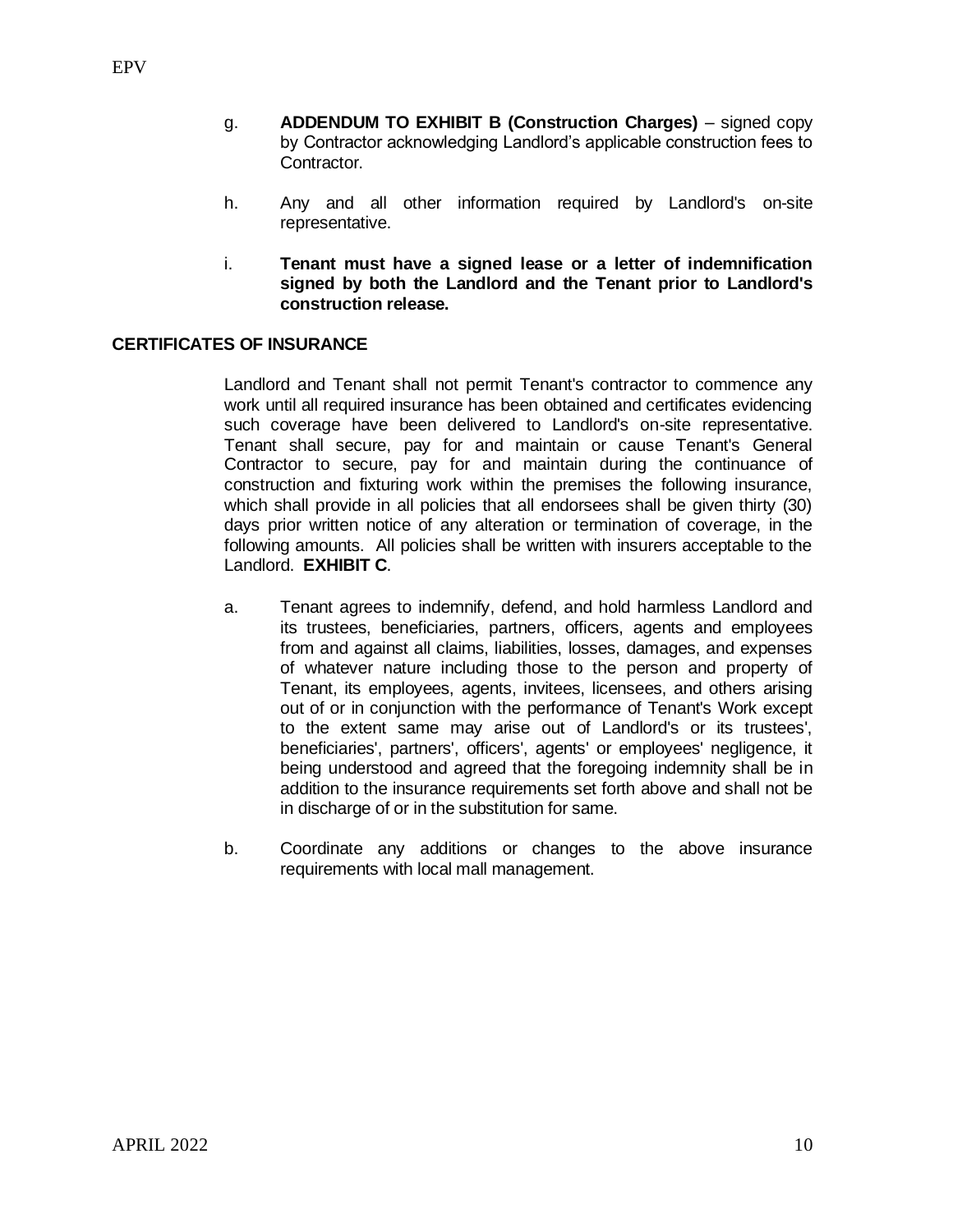g. **ADDENDUM TO EXHIBIT B (Construction Charges)** – signed copy by Contractor acknowledging Landlord's applicable construction fees to Contractor.

h. Any and all other information required by Landlord's on-site representative.

i. **Tenant must have a signed lease or a letter of indemnification signed by both the Landlord and the Tenant prior to Landlord's construction release.**

## CERTIFICATES OF INSURANCE

Landlord and Tenant shall not permit Tenant's contractor to commence any work until all required insurance has been obtained and certificates evidencing such coverage have been delivered to Landlord's on-site representative. Tenant shall secure, pay for and maintain or cause Tenant's General Contractor to secure, pay for and maintain during the continuance of construction and fixturing work within the premises the following insurance, which shall provide in all policies that all endorsees shall be given thirty (30) days prior written notice of any alteration or termination of coverage, in the following amounts. All policies shall be written with insurers acceptable to the Landlord. **EXHIBIT C**.

a. Tenant agrees to indemnify, defend, and hold harmless Landlord and its trustees, beneficiaries, partners, officers, agents and employees from and against all claims, liabilities, losses, damages, and expenses of whatever nature including those to the person and property of Tenant, its employees, agents, invitees, licensees, and others arising out of or in conjunction with the performance of Tenant's Work except to the extent same may arise out of Landlord's or its trustees', beneficiaries', partners', officers', agents' or employees' negligence, it being understood and agreed that the foregoing indemnity shall be in addition to the insurance requirements set forth above and shall not be in discharge of or in the substitution for same.

b. Coordinate any additions or changes to the above insurance requirements with local mall management.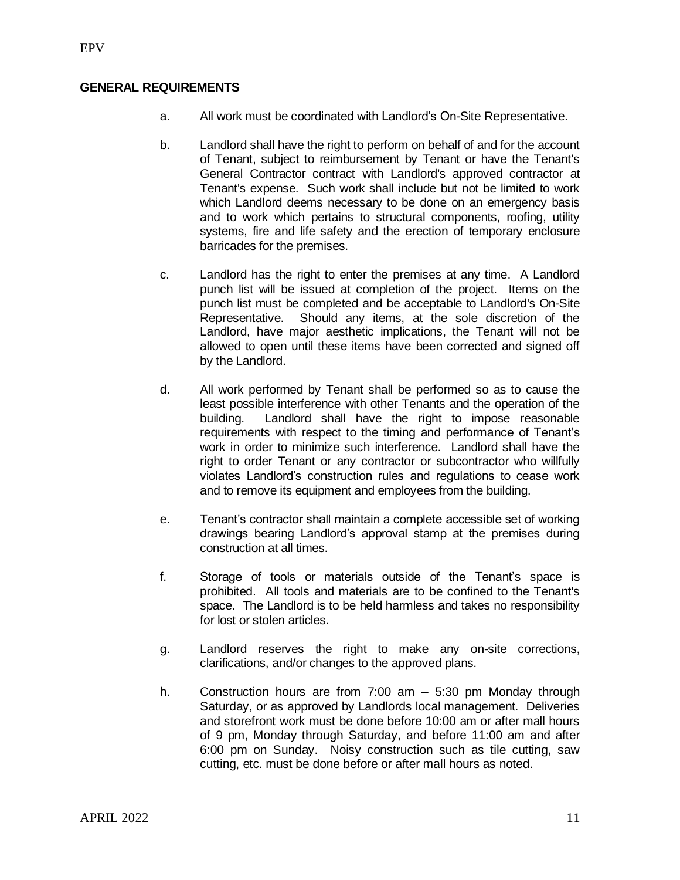## GENERAL REQUIREMENTS

a. All work must be coordinated with Landlord's On-Site Representative.

b. Landlord shall have the right to perform on behalf of and for the account of Tenant, subject to reimbursement by Tenant or have the Tenant's General Contractor contract with Landlord's approved contractor at Tenant's expense. Such work shall include but not be limited to work which Landlord deems necessary to be done on an emergency basis and to work which pertains to structural components, roofing, utility systems, fire and life safety and the erection of temporary enclosure barricades for the premises.

c. Landlord has the right to enter the premises at any time. A Landlord punch list will be issued at completion of the project. Items on the punch list must be completed and be acceptable to Landlord's On-Site Representative. Should any items, at the sole discretion of the Landlord, have major aesthetic implications, the Tenant will not be allowed to open until these items have been corrected and signed off by the Landlord.

d. All work performed by Tenant shall be performed so as to cause the least possible interference with other Tenants and the operation of the building. Landlord shall have the right to impose reasonable requirements with respect to the timing and performance of Tenant's work in order to minimize such interference. Landlord shall have the right to order Tenant or any contractor or subcontractor who willfully violates Landlord's construction rules and regulations to cease work and to remove its equipment and employees from the building.

e. Tenant's contractor shall maintain a complete accessible set of working drawings bearing Landlord's approval stamp at the premises during construction at all times.

f. Storage of tools or materials outside of the Tenant's space is prohibited. All tools and materials are to be confined to the Tenant's space. The Landlord is to be held harmless and takes no responsibility for lost or stolen articles.

g. Landlord reserves the right to make any on-site corrections, clarifications, and/or changes to the approved plans.

h. Construction hours are from 7:00 am – 5:30 pm Monday through Saturday, or as approved by Landlords local management. Deliveries and storefront work must be done before 10:00 am or after mall hours of 9 pm, Monday through Saturday, and before 11:00 am and after 6:00 pm on Sunday. Noisy construction such as tile cutting, saw cutting, etc. must be done before or after mall hours as noted.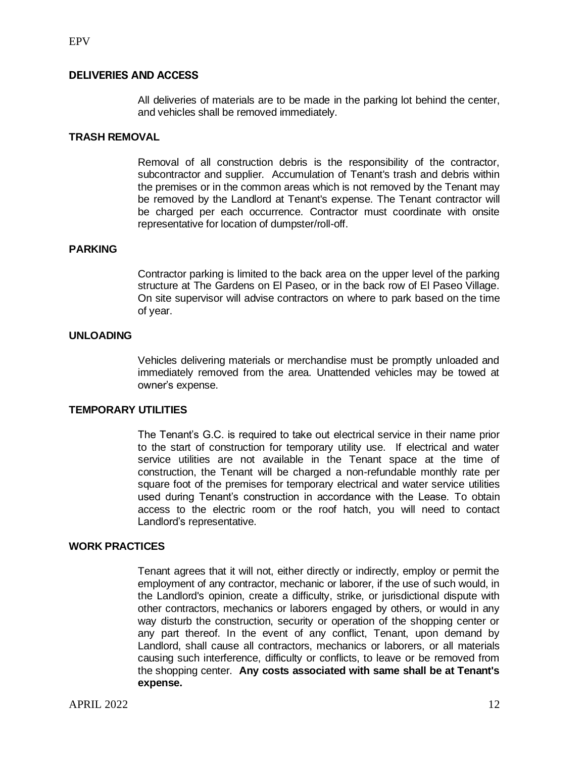## DELIVERIES AND ACCESS

All deliveries of materials are to be made in the parking lot behind the center, and vehicles shall be removed immediately.

## TRASH REMOVAL

Removal of all construction debris is the responsibility of the contractor, subcontractor and supplier. Accumulation of Tenant's trash and debris within the premises or in the common areas which is not removed by the Tenant may be removed by the Landlord at Tenant's expense. The Tenant contractor will be charged per each occurrence. Contractor must coordinate with onsite representative for location of dumpster/roll-off.

## PARKING

Contractor parking is limited to the back area on the upper level of the parking structure at The Gardens on El Paseo, or in the back row of El Paseo Village. On site supervisor will advise contractors on where to park based on the time of year.

## UNLOADING

Vehicles delivering materials or merchandise must be promptly unloaded and immediately removed from the area. Unattended vehicles may be towed at owner's expense.

## TEMPORARY UTILITIES

The Tenant's G.C. is required to take out electrical service in their name prior to the start of construction for temporary utility use. If electrical and water service utilities are not available in the Tenant space at the time of construction, the Tenant will be charged a non-refundable monthly rate per square foot of the premises for temporary electrical and water service utilities used during Tenant's construction in accordance with the Lease. To obtain access to the electric room or the roof hatch, you will need to contact Landlord's representative.

## WORK PRACTICES

Tenant agrees that it will not, either directly or indirectly, employ or permit the employment of any contractor, mechanic or laborer, if the use of such would, in the Landlord's opinion, create a difficulty, strike, or jurisdictional dispute with other contractors, mechanics or laborers engaged by others, or would in any way disturb the construction, security or operation of the shopping center or any part thereof. In the event of any conflict, Tenant, upon demand by Landlord, shall cause all contractors, mechanics or laborers, or all materials causing such interference, difficulty or conflicts, to leave or be removed from the shopping center. **Any costs associated with same shall be at Tenant's expense.**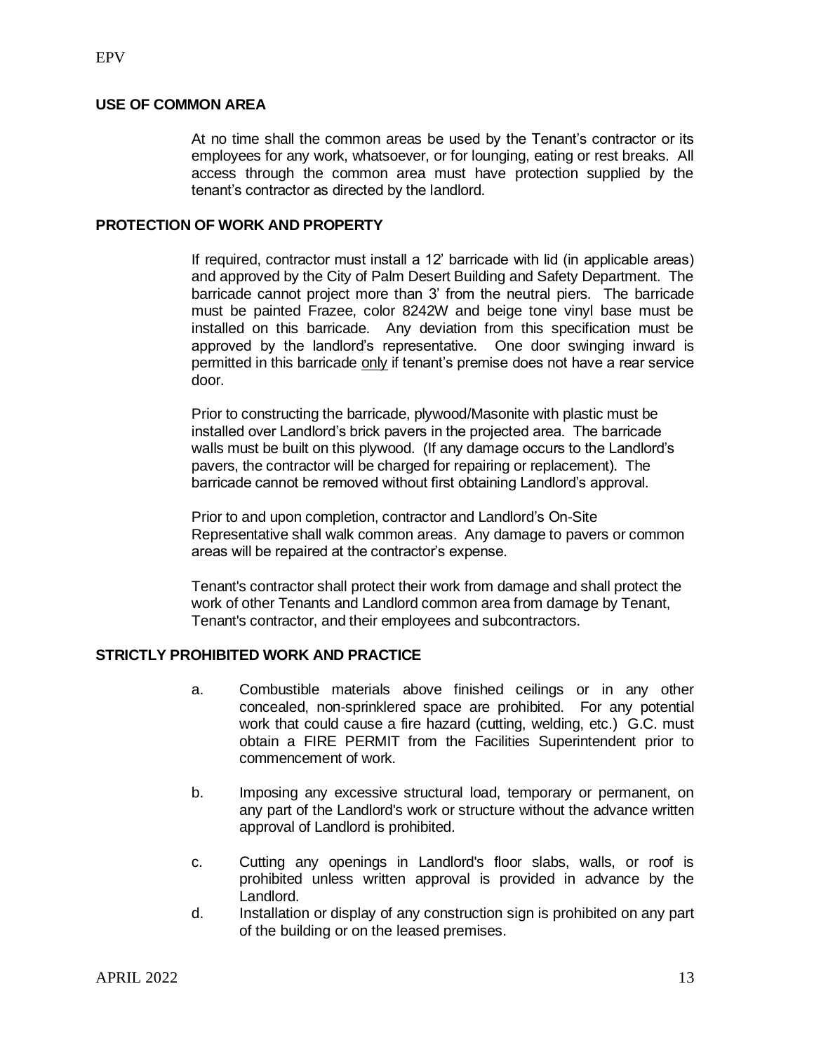## USE OF COMMON AREA

At no time shall the common areas be used by the Tenant's contractor or its employees for any work, whatsoever, or for lounging, eating or rest breaks. All access through the common area must have protection supplied by the tenant's contractor as directed by the landlord.

## PROTECTION OF WORK AND PROPERTY

If required, contractor must install a 12' barricade with lid (in applicable areas) and approved by the City of Palm Desert Building and Safety Department. The barricade cannot project more than 3' from the neutral piers. The barricade must be painted Frazee, color 8242W and beige tone vinyl base must be installed on this barricade. Any deviation from this specification must be approved by the landlord's representative. One door swinging inward is permitted in this barricade <u>only</u> if tenant's premise does not have a rear service door.

Prior to constructing the barricade, plywood/Masonite with plastic must be installed over Landlord's brick pavers in the projected area. The barricade walls must be built on this plywood. (If any damage occurs to the Landlord's pavers, the contractor will be charged for repairing or replacement). The barricade cannot be removed without first obtaining Landlord's approval.

Prior to and upon completion, contractor and Landlord's On-Site Representative shall walk common areas. Any damage to pavers or common areas will be repaired at the contractor's expense.

Tenant's contractor shall protect their work from damage and shall protect the work of other Tenants and Landlord common area from damage by Tenant, Tenant's contractor, and their employees and subcontractors.

## STRICTLY PROHIBITED WORK AND PRACTICE

a. Combustible materials above finished ceilings or in any other concealed, non-sprinklered space are prohibited. For any potential work that could cause a fire hazard (cutting, welding, etc.) G.C. must obtain a FIRE PERMIT from the Facilities Superintendent prior to commencement of work.

b. Imposing any excessive structural load, temporary or permanent, on any part of the Landlord's work or structure without the advance written approval of Landlord is prohibited.

c. Cutting any openings in Landlord's floor slabs, walls, or roof is prohibited unless written approval is provided in advance by the Landlord.

d. Installation or display of any construction sign is prohibited on any part of the building or on the leased premises.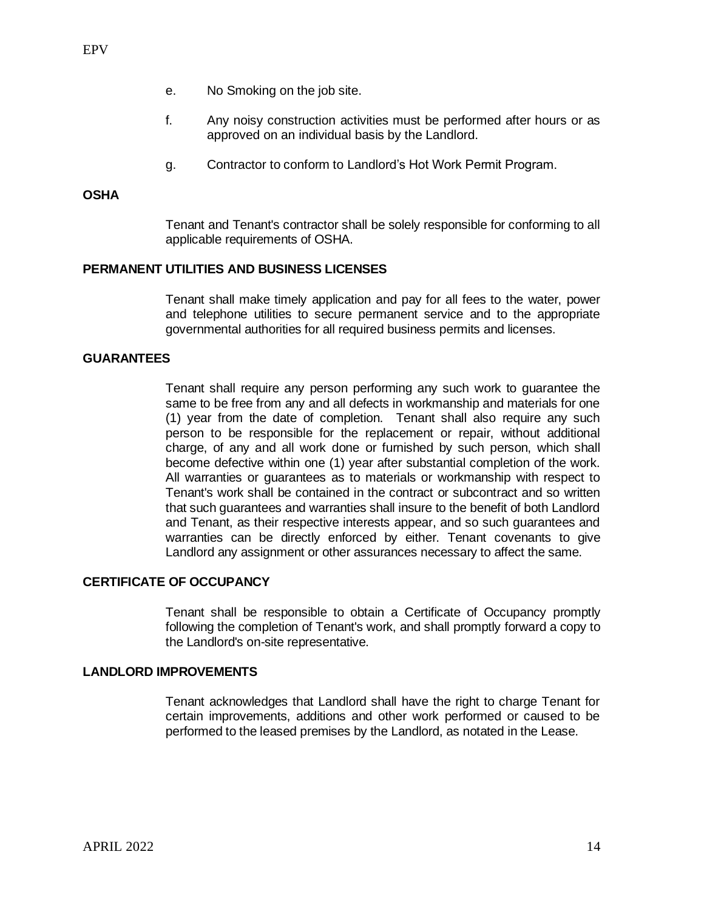e. No Smoking on the job site.

f. Any noisy construction activities must be performed after hours or as approved on an individual basis by the Landlord.

g. Contractor to conform to Landlord's Hot Work Permit Program.

**OSHA**

Tenant and Tenant's contractor shall be solely responsible for conforming to all applicable requirements of OSHA.

**PERMANENT UTILITIES AND BUSINESS LICENSES**

Tenant shall make timely application and pay for all fees to the water, power and telephone utilities to secure permanent service and to the appropriate governmental authorities for all required business permits and licenses.

**GUARANTEES**

Tenant shall require any person performing any such work to guarantee the same to be free from any and all defects in workmanship and materials for one (1) year from the date of completion. Tenant shall also require any such person to be responsible for the replacement or repair, without additional charge, of any and all work done or furnished by such person, which shall become defective within one (1) year after substantial completion of the work. All warranties or guarantees as to materials or workmanship with respect to Tenant's work shall be contained in the contract or subcontract and so written that such guarantees and warranties shall insure to the benefit of both Landlord and Tenant, as their respective interests appear, and so such guarantees and warranties can be directly enforced by either. Tenant covenants to give Landlord any assignment or other assurances necessary to affect the same.

**CERTIFICATE OF OCCUPANCY**

Tenant shall be responsible to obtain a Certificate of Occupancy promptly following the completion of Tenant's work, and shall promptly forward a copy to the Landlord's on-site representative.

**LANDLORD IMPROVEMENTS**

Tenant acknowledges that Landlord shall have the right to charge Tenant for certain improvements, additions and other work performed or caused to be performed to the leased premises by the Landlord, as notated in the Lease.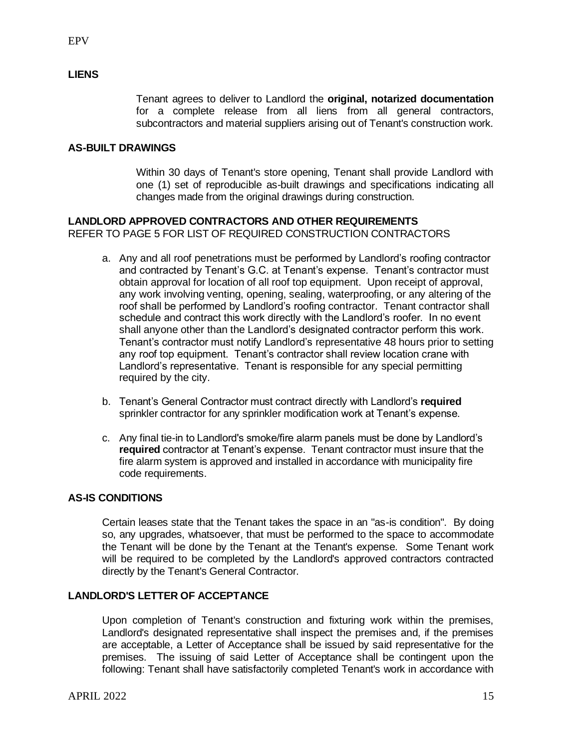## LIENS

Tenant agrees to deliver to Landlord the **original, notarized documentation** for a complete release from all liens from all general contractors, subcontractors and material suppliers arising out of Tenant's construction work.

## AS-BUILT DRAWINGS

Within 30 days of Tenant's store opening, Tenant shall provide Landlord with one (1) set of reproducible as-built drawings and specifications indicating all changes made from the original drawings during construction.

## LANDLORD APPROVED CONTRACTORS AND OTHER REQUIREMENTS

REFER TO PAGE 5 FOR LIST OF REQUIRED CONSTRUCTION CONTRACTORS

a. Any and all roof penetrations must be performed by Landlord's roofing contractor and contracted by Tenant's G.C. at Tenant's expense. Tenant's contractor must obtain approval for location of all roof top equipment. Upon receipt of approval, any work involving venting, opening, sealing, waterproofing, or any altering of the roof shall be performed by Landlord's roofing contractor. Tenant contractor shall schedule and contract this work directly with the Landlord's roofer. In no event shall anyone other than the Landlord's designated contractor perform this work. Tenant's contractor must notify Landlord's representative 48 hours prior to setting any roof top equipment. Tenant's contractor shall review location crane with Landlord's representative. Tenant is responsible for any special permitting required by the city.

b. Tenant's General Contractor must contract directly with Landlord's **required** sprinkler contractor for any sprinkler modification work at Tenant's expense.

c. Any final tie-in to Landlord's smoke/fire alarm panels must be done by Landlord's **required** contractor at Tenant's expense. Tenant contractor must insure that the fire alarm system is approved and installed in accordance with municipality fire code requirements.

## AS-IS CONDITIONS

Certain leases state that the Tenant takes the space in an "as-is condition". By doing so, any upgrades, whatsoever, that must be performed to the space to accommodate the Tenant will be done by the Tenant at the Tenant's expense. Some Tenant work will be required to be completed by the Landlord's approved contractors contracted directly by the Tenant's General Contractor.

## LANDLORD'S LETTER OF ACCEPTANCE

Upon completion of Tenant's construction and fixturing work within the premises, Landlord's designated representative shall inspect the premises and, if the premises are acceptable, a Letter of Acceptance shall be issued by said representative for the premises. The issuing of said Letter of Acceptance shall be contingent upon the following: Tenant shall have satisfactorily completed Tenant's work in accordance with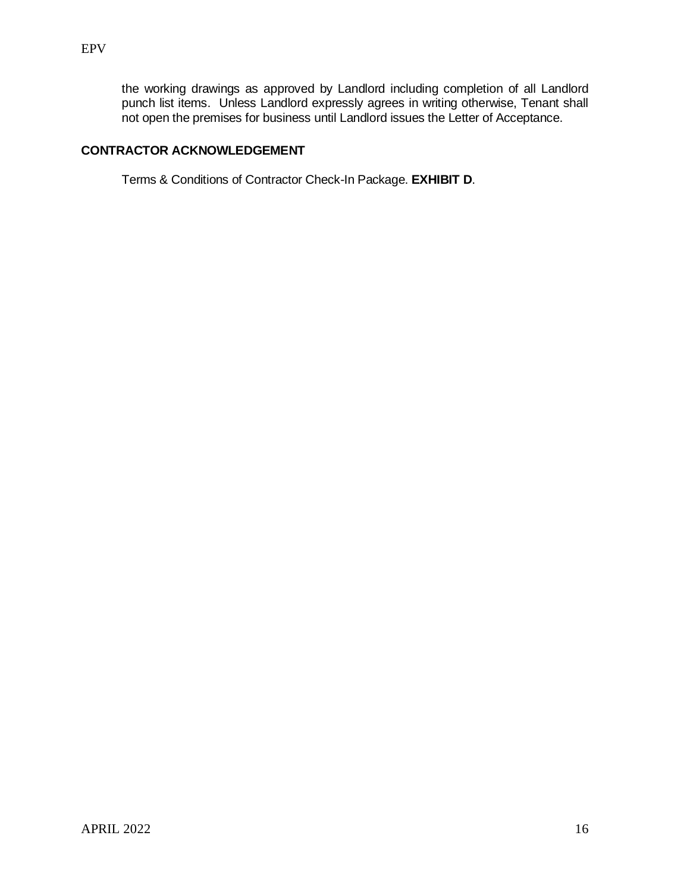the working drawings as approved by Landlord including completion of all Landlord punch list items. Unless Landlord expressly agrees in writing otherwise, Tenant shall not open the premises for business until Landlord issues the Letter of Acceptance.

**CONTRACTOR ACKNOWLEDGEMENT**

Terms & Conditions of Contractor Check-In Package. **EXHIBIT D**.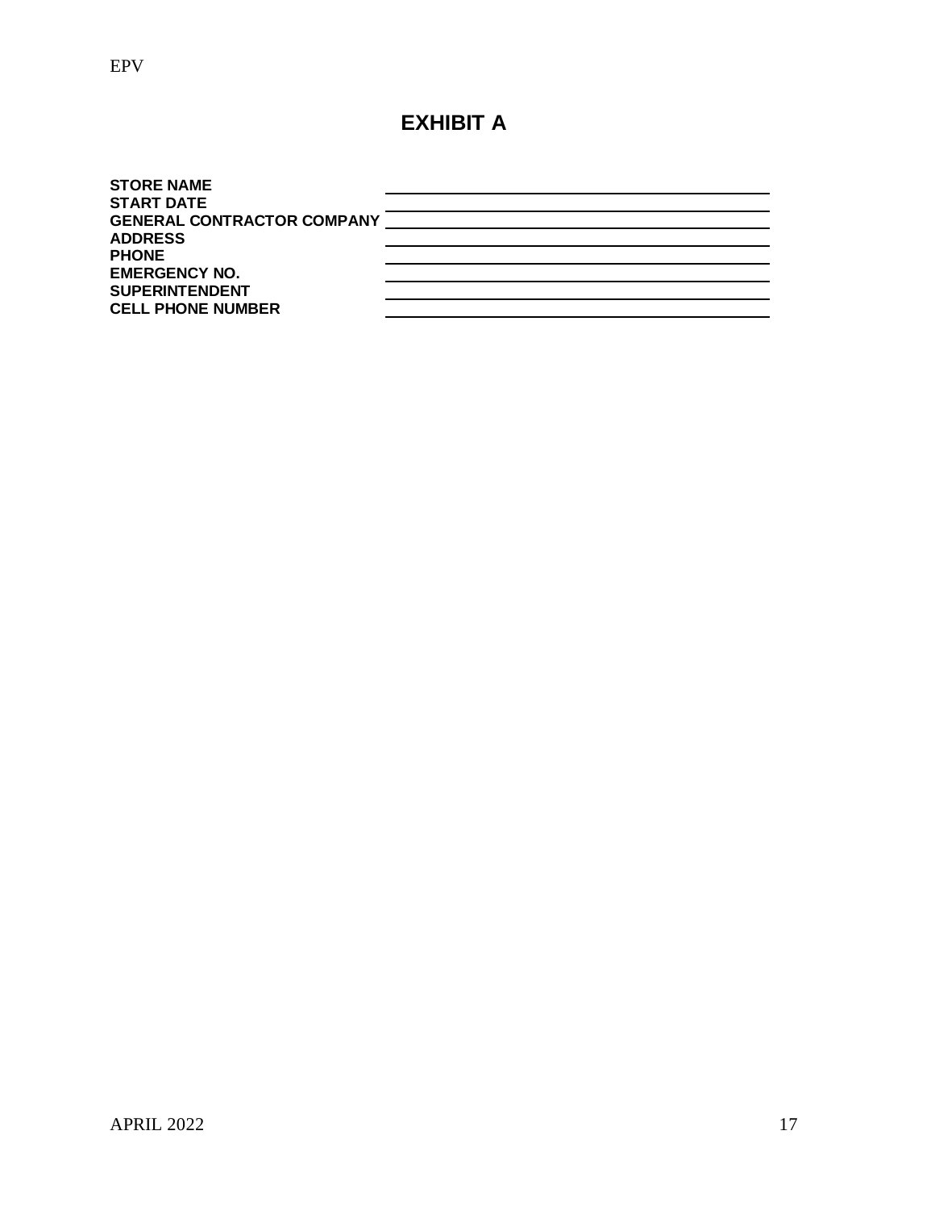# EXHIBIT A

**STORE NAME** \_\_\_\_\_\_\_\_\_\_\_\_\_\_\_\_\_\_\_\_\_\_\_\_\_\_\_\_\_\_\_\_\_\_\_\_\_\_\_\_

**START DATE** \_\_\_\_\_\_\_\_\_\_\_\_\_\_\_\_\_\_\_\_\_\_\_\_\_\_\_\_\_\_\_\_\_\_\_\_\_\_\_\_

**GENERAL CONTRACTOR COMPANY** \_\_\_\_\_\_\_\_\_\_\_\_\_\_\_\_\_\_\_\_\_\_\_\_\_\_\_\_\_\_\_\_\_\_\_\_\_\_\_\_

**ADDRESS** \_\_\_\_\_\_\_\_\_\_\_\_\_\_\_\_\_\_\_\_\_\_\_\_\_\_\_\_\_\_\_\_\_\_\_\_\_\_\_\_

**PHONE** \_\_\_\_\_\_\_\_\_\_\_\_\_\_\_\_\_\_\_\_\_\_\_\_\_\_\_\_\_\_\_\_\_\_\_\_\_\_\_\_

**EMERGENCY NO.** \_\_\_\_\_\_\_\_\_\_\_\_\_\_\_\_\_\_\_\_\_\_\_\_\_\_\_\_\_\_\_\_\_\_\_\_\_\_\_\_

**SUPERINTENDENT** \_\_\_\_\_\_\_\_\_\_\_\_\_\_\_\_\_\_\_\_\_\_\_\_\_\_\_\_\_\_\_\_\_\_\_\_\_\_\_\_

**CELL PHONE NUMBER** \_\_\_\_\_\_\_\_\_\_\_\_\_\_\_\_\_\_\_\_\_\_\_\_\_\_\_\_\_\_\_\_\_\_\_\_\_\_\_\_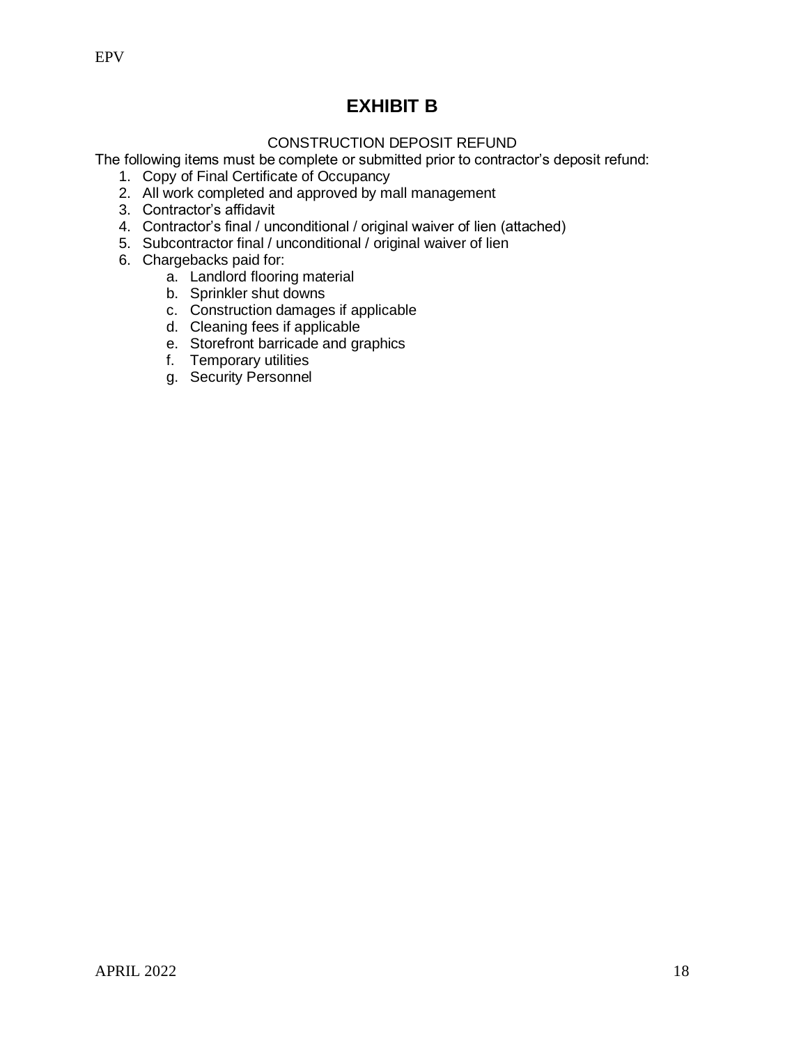# EXHIBIT B

CONSTRUCTION DEPOSIT REFUND

The following items must be complete or submitted prior to contractor's deposit refund:

1. Copy of Final Certificate of Occupancy
2. All work completed and approved by mall management
3. Contractor's affidavit
4. Contractor's final / unconditional / original waiver of lien (attached)
5. Subcontractor final / unconditional / original waiver of lien
6. Chargebacks paid for:
    a. Landlord flooring material
    b. Sprinkler shut downs
    c. Construction damages if applicable
    d. Cleaning fees if applicable
    e. Storefront barricade and graphics
    f. Temporary utilities
    g. Security Personnel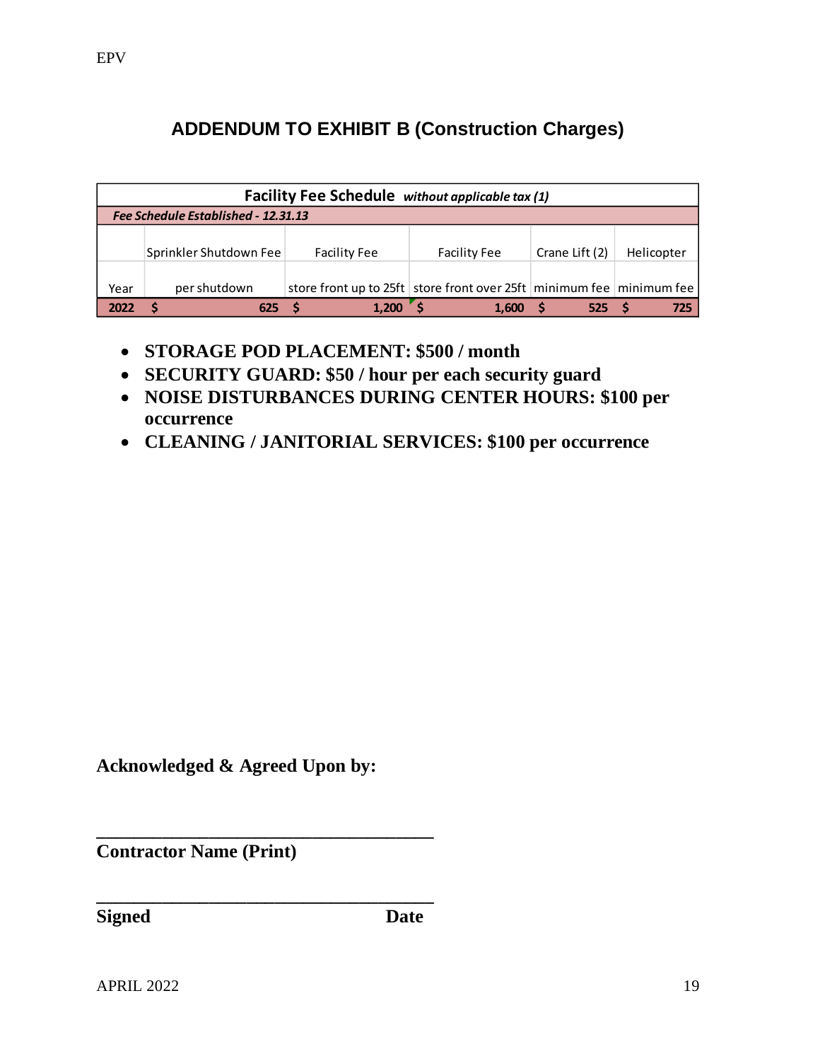## ADDENDUM TO EXHIBIT B (Construction Charges)

| Facility Fee Schedule *without applicable tax (1)* | | | | | |
|---|---|---|---|---|---|
| *Fee Schedule Established - 12.31.13* | | | | | |
| | Sprinkler Shutdown Fee | Facility Fee | Facility Fee | Crane Lift (2) | Helicopter |
| Year | per shutdown | store front up to 25ft | store front over 25ft | minimum fee | minimum fee |
| **2022** | **$ 625** | **$ 1,200** | **$ 1,600** | **$ 525** | **$ 725** |

- **STORAGE POD PLACEMENT: $500 / month**
- **SECURITY GUARD: $50 / hour per each security guard**
- **NOISE DISTURBANCES DURING CENTER HOURS: $100 per occurrence**
- **CLEANING / JANITORIAL SERVICES: $100 per occurrence**

**Acknowledged & Agreed Upon by:**

\_\_\_\_\_\_\_\_\_\_\_\_\_\_\_\_\_\_\_\_\_\_\_\_\_\_\_\_\_\_\_\_\_\_\_\_\_\_

**Contractor Name (Print)**

\_\_\_\_\_\_\_\_\_\_\_\_\_\_\_\_\_\_\_\_\_\_\_\_\_\_\_\_\_\_\_\_\_\_\_\_\_\_

**Signed** **Date**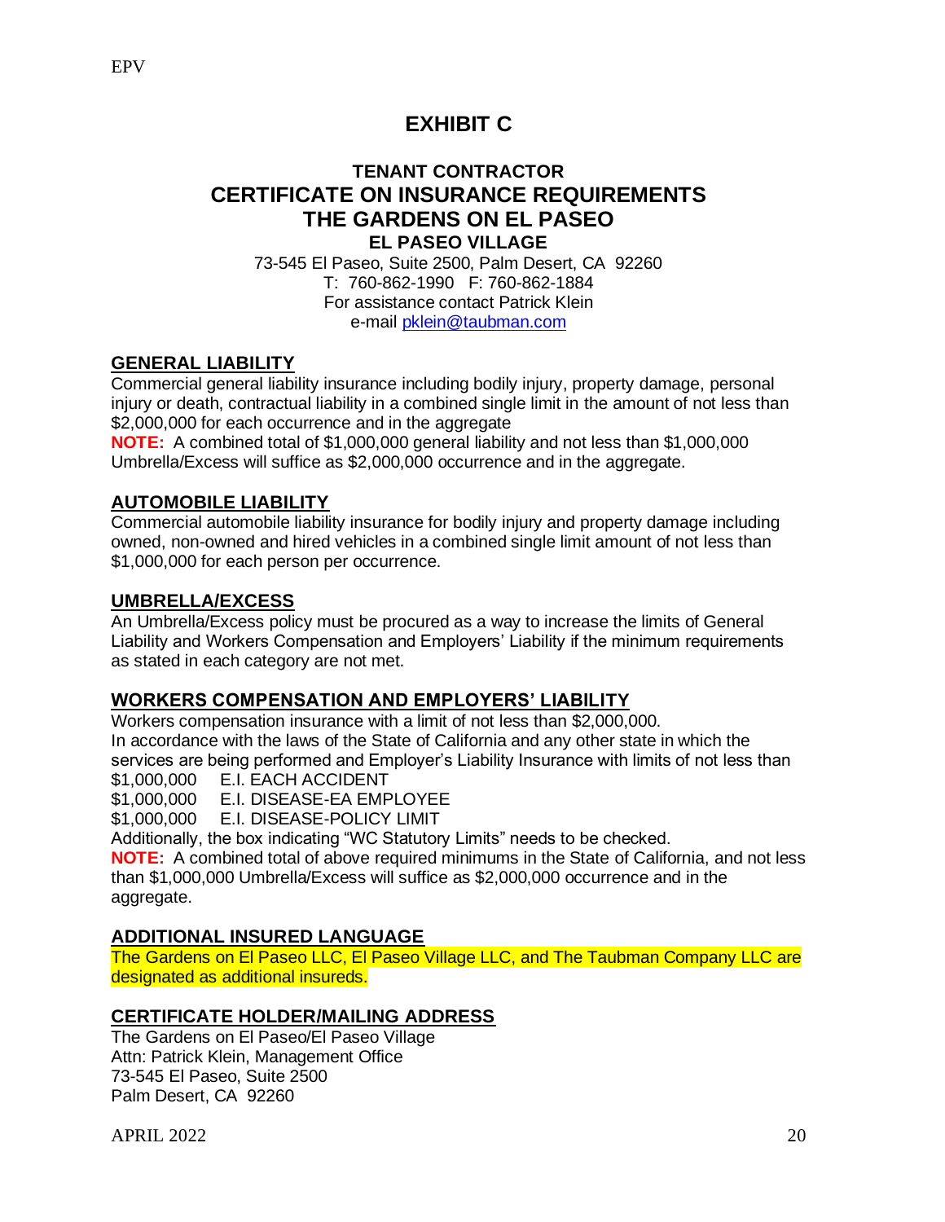# EXHIBIT C

## TENANT CONTRACTOR
## CERTIFICATE ON INSURANCE REQUIREMENTS
## THE GARDENS ON EL PASEO
### EL PASEO VILLAGE

73-545 El Paseo, Suite 2500, Palm Desert, CA 92260
T: 760-862-1990 F: 760-862-1884
For assistance contact Patrick Klein
e-mail pklein@taubman.com

**GENERAL LIABILITY**

Commercial general liability insurance including bodily injury, property damage, personal injury or death, contractual liability in a combined single limit in the amount of not less than $2,000,000 for each occurrence and in the aggregate

**NOTE:** A combined total of $1,000,000 general liability and not less than $1,000,000 Umbrella/Excess will suffice as $2,000,000 occurrence and in the aggregate.

**AUTOMOBILE LIABILITY**

Commercial automobile liability insurance for bodily injury and property damage including owned, non-owned and hired vehicles in a combined single limit amount of not less than $1,000,000 for each person per occurrence.

**UMBRELLA/EXCESS**

An Umbrella/Excess policy must be procured as a way to increase the limits of General Liability and Workers Compensation and Employers' Liability if the minimum requirements as stated in each category are not met.

**WORKERS COMPENSATION AND EMPLOYERS' LIABILITY**

Workers compensation insurance with a limit of not less than $2,000,000.
In accordance with the laws of the State of California and any other state in which the services are being performed and Employer's Liability Insurance with limits of not less than
$1,000,000 E.I. EACH ACCIDENT
$1,000,000 E.I. DISEASE-EA EMPLOYEE
$1,000,000 E.I. DISEASE-POLICY LIMIT
Additionally, the box indicating "WC Statutory Limits" needs to be checked.

**NOTE:** A combined total of above required minimums in the State of California, and not less than $1,000,000 Umbrella/Excess will suffice as $2,000,000 occurrence and in the aggregate.

**ADDITIONAL INSURED LANGUAGE**

The Gardens on El Paseo LLC, El Paseo Village LLC, and The Taubman Company LLC are designated as additional insureds.

**CERTIFICATE HOLDER/MAILING ADDRESS**

The Gardens on El Paseo/El Paseo Village
Attn: Patrick Klein, Management Office
73-545 El Paseo, Suite 2500
Palm Desert, CA 92260

APRIL 2022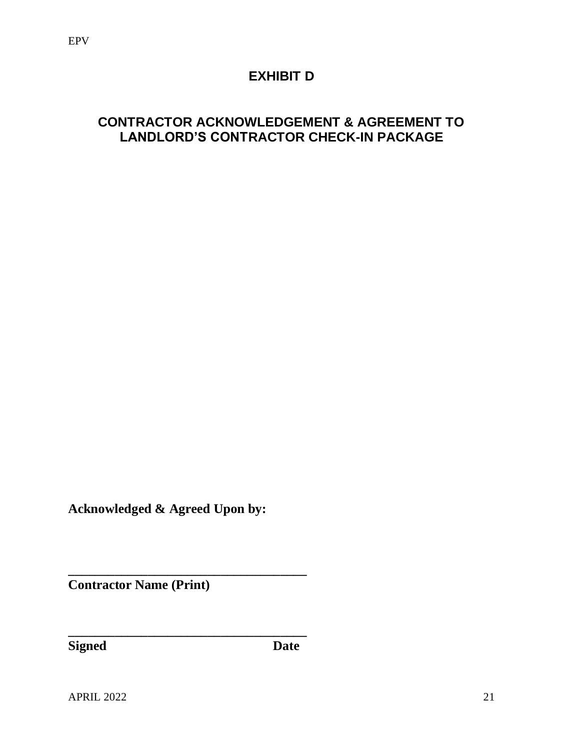# EXHIBIT D

## CONTRACTOR ACKNOWLEDGEMENT & AGREEMENT TO LANDLORD'S CONTRACTOR CHECK-IN PACKAGE

**Acknowledged & Agreed Upon by:**

**_____________________________________**
**Contractor Name (Print)**

**_____________________________________**
**Signed Date**